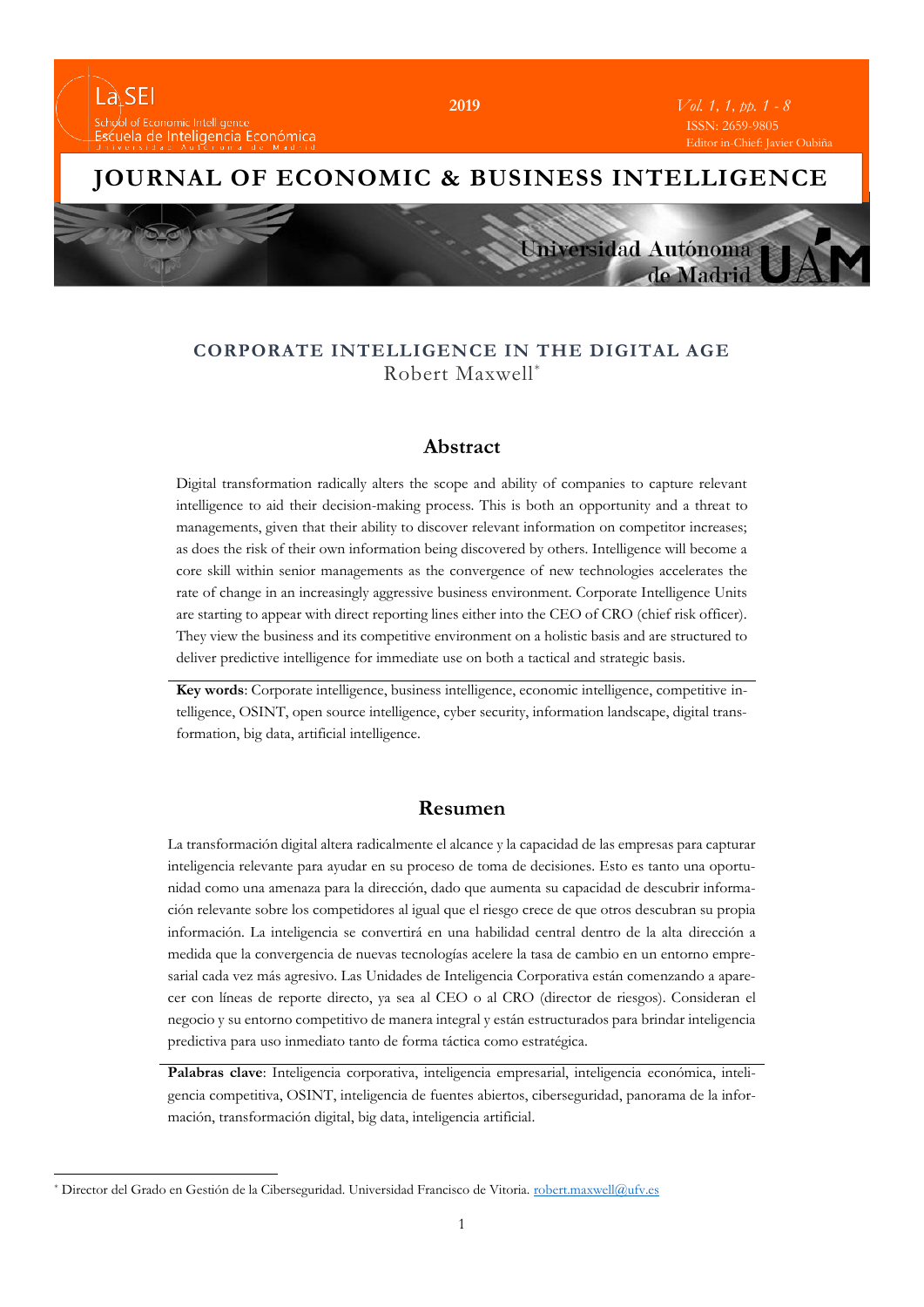# CORPORATE INTELLIGENCE IN THE DIGITAL AGE

Robert Maxwell*

## Abstract

Digital transformation radically alters the scope and ability of companies to capture relevant intelligence to aid their decision-making process. This is both an opportunity and a threat to managements, given that their ability to discover relevant information on competitor increases; as does the risk of their own information being discovered by others. Intelligence will become a core skill within senior managements as the convergence of new technologies accelerates the rate of change in an increasingly aggressive business environment. Corporate Intelligence Units are starting to appear with direct reporting lines either into the CEO of CRO (chief risk officer). They view the business and its competitive environment on a holistic basis and are structured to deliver predictive intelligence for immediate use on both a tactical and strategic basis.

**Key words**: Corporate intelligence, business intelligence, economic intelligence, competitive intelligence, OSINT, open source intelligence, cyber security, information landscape, digital transformation, big data, artificial intelligence.

## Resumen

La transformación digital altera radicalmente el alcance y la capacidad de las empresas para capturar inteligencia relevante para ayudar en su proceso de toma de decisiones. Esto es tanto una oportunidad como una amenaza para la dirección, dado que aumenta su capacidad de descubrir información relevante sobre los competidores al igual que el riesgo crece de que otros descubran su propia información. La inteligencia se convertirá en una habilidad central dentro de la alta dirección a medida que la convergencia de nuevas tecnologías acelere la tasa de cambio en un entorno empresarial cada vez más agresivo. Las Unidades de Inteligencia Corporativa están comenzando a aparecer con líneas de reporte directo, ya sea al CEO o al CRO (director de riesgos). Consideran el negocio y su entorno competitivo de manera integral y están estructurados para brindar inteligencia predictiva para uso inmediato tanto de forma táctica como estratégica.

**Palabras clave**: Inteligencia corporativa, inteligencia empresarial, inteligencia económica, inteligencia competitiva, OSINT, inteligencia de fuentes abiertos, ciberseguridad, panorama de la información, transformación digital, big data, inteligencia artificial.

---

\* Director del Grado en Gestión de la Ciberseguridad. Universidad Francisco de Vitoria. robert.maxwell@ufv.es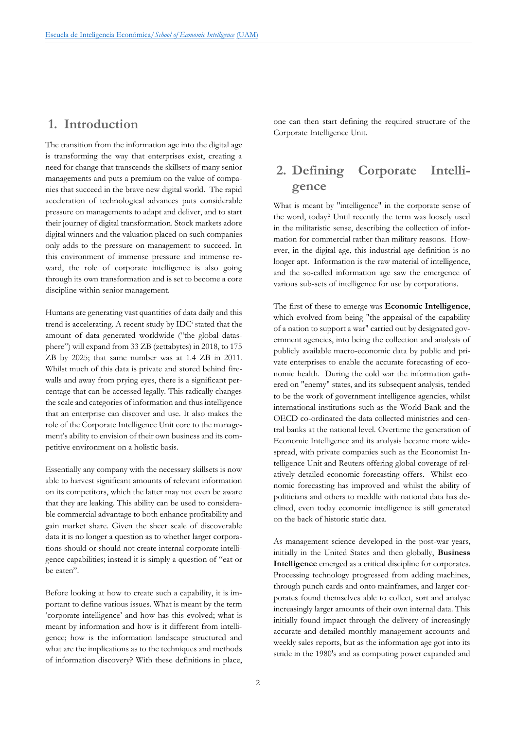## 1. Introduction

The transition from the information age into the digital age is transforming the way that enterprises exist, creating a need for change that transcends the skillsets of many senior managements and puts a premium on the value of companies that succeed in the brave new digital world. The rapid acceleration of technological advances puts considerable pressure on managements to adapt and deliver, and to start their journey of digital transformation. Stock markets adore digital winners and the valuation placed on such companies only adds to the pressure on management to succeed. In this environment of immense pressure and immense reward, the role of corporate intelligence is also going through its own transformation and is set to become a core discipline within senior management.

Humans are generating vast quantities of data daily and this trend is accelerating. A recent study by IDC[i] stated that the amount of data generated worldwide ("the global datasphere") will expand from 33 ZB (zettabytes) in 2018, to 175 ZB by 2025; that same number was at 1.4 ZB in 2011. Whilst much of this data is private and stored behind firewalls and away from prying eyes, there is a significant percentage that can be accessed legally. This radically changes the scale and categories of information and thus intelligence that an enterprise can discover and use. It also makes the role of the Corporate Intelligence Unit core to the management's ability to envision of their own business and its competitive environment on a holistic basis.

Essentially any company with the necessary skillsets is now able to harvest significant amounts of relevant information on its competitors, which the latter may not even be aware that they are leaking. This ability can be used to considerable commercial advantage to both enhance profitability and gain market share. Given the sheer scale of discoverable data it is no longer a question as to whether larger corporations should or should not create internal corporate intelligence capabilities; instead it is simply a question of "eat or be eaten".

Before looking at how to create such a capability, it is important to define various issues. What is meant by the term 'corporate intelligence' and how has this evolved; what is meant by information and how is it different from intelligence; how is the information landscape structured and what are the implications as to the techniques and methods of information discovery? With these definitions in place, one can then start defining the required structure of the Corporate Intelligence Unit.

## 2. Defining Corporate Intelligence

What is meant by "intelligence" in the corporate sense of the word, today? Until recently the term was loosely used in the militaristic sense, describing the collection of information for commercial rather than military reasons. However, in the digital age, this industrial age definition is no longer apt. Information is the raw material of intelligence, and the so-called information age saw the emergence of various sub-sets of intelligence for use by corporations.

The first of these to emerge was **Economic Intelligence**, which evolved from being "the appraisal of the capability of a nation to support a war" carried out by designated government agencies, into being the collection and analysis of publicly available macro-economic data by public and private enterprises to enable the accurate forecasting of economic health. During the cold war the information gathered on "enemy" states, and its subsequent analysis, tended to be the work of government intelligence agencies, whilst international institutions such as the World Bank and the OECD co-ordinated the data collected ministries and central banks at the national level. Overtime the generation of Economic Intelligence and its analysis became more widespread, with private companies such as the Economist Intelligence Unit and Reuters offering global coverage of relatively detailed economic forecasting offers. Whilst economic forecasting has improved and whilst the ability of politicians and others to meddle with national data has declined, even today economic intelligence is still generated on the back of historic static data.

As management science developed in the post-war years, initially in the United States and then globally, **Business Intelligence** emerged as a critical discipline for corporates. Processing technology progressed from adding machines, through punch cards and onto mainframes, and larger corporates found themselves able to collect, sort and analyse increasingly larger amounts of their own internal data. This initially found impact through the delivery of increasingly accurate and detailed monthly management accounts and weekly sales reports, but as the information age got into its stride in the 1980's and as computing power expanded and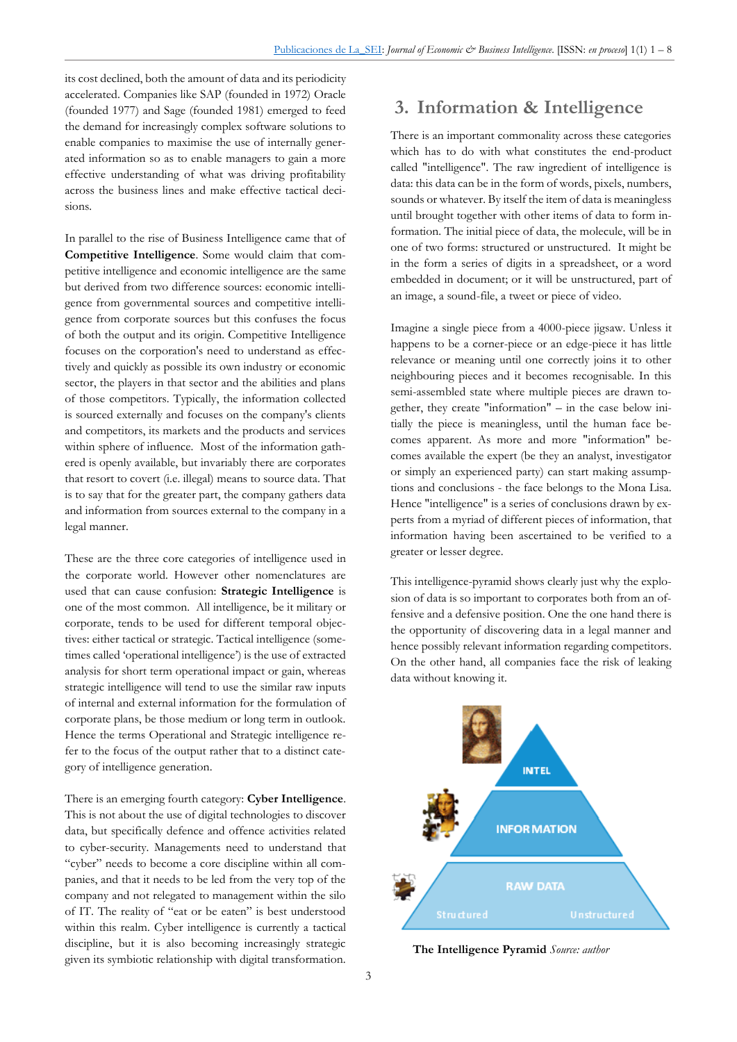its cost declined, both the amount of data and its periodicity accelerated. Companies like SAP (founded in 1972) Oracle (founded 1977) and Sage (founded 1981) emerged to feed the demand for increasingly complex software solutions to enable companies to maximise the use of internally generated information so as to enable managers to gain a more effective understanding of what was driving profitability across the business lines and make effective tactical decisions.

In parallel to the rise of Business Intelligence came that of **Competitive Intelligence**. Some would claim that competitive intelligence and economic intelligence are the same but derived from two difference sources: economic intelligence from governmental sources and competitive intelligence from corporate sources but this confuses the focus of both the output and its origin. Competitive Intelligence focuses on the corporation's need to understand as effectively and quickly as possible its own industry or economic sector, the players in that sector and the abilities and plans of those competitors. Typically, the information collected is sourced externally and focuses on the company's clients and competitors, its markets and the products and services within sphere of influence. Most of the information gathered is openly available, but invariably there are corporates that resort to covert (i.e. illegal) means to source data. That is to say that for the greater part, the company gathers data and information from sources external to the company in a legal manner.

These are the three core categories of intelligence used in the corporate world. However other nomenclatures are used that can cause confusion: **Strategic Intelligence** is one of the most common. All intelligence, be it military or corporate, tends to be used for different temporal objectives: either tactical or strategic. Tactical intelligence (sometimes called 'operational intelligence') is the use of extracted analysis for short term operational impact or gain, whereas strategic intelligence will tend to use the similar raw inputs of internal and external information for the formulation of corporate plans, be those medium or long term in outlook. Hence the terms Operational and Strategic intelligence refer to the focus of the output rather that to a distinct category of intelligence generation.

There is an emerging fourth category: **Cyber Intelligence**. This is not about the use of digital technologies to discover data, but specifically defence and offence activities related to cyber-security. Managements need to understand that "cyber" needs to become a core discipline within all companies, and that it needs to be led from the very top of the company and not relegated to management within the silo of IT. The reality of "eat or be eaten" is best understood within this realm. Cyber intelligence is currently a tactical discipline, but it is also becoming increasingly strategic given its symbiotic relationship with digital transformation.

## 3. Information & Intelligence

There is an important commonality across these categories which has to do with what constitutes the end-product called "intelligence". The raw ingredient of intelligence is data: this data can be in the form of words, pixels, numbers, sounds or whatever. By itself the item of data is meaningless until brought together with other items of data to form information. The initial piece of data, the molecule, will be in one of two forms: structured or unstructured. It might be in the form a series of digits in a spreadsheet, or a word embedded in document; or it will be unstructured, part of an image, a sound-file, a tweet or piece of video.

Imagine a single piece from a 4000-piece jigsaw. Unless it happens to be a corner-piece or an edge-piece it has little relevance or meaning until one correctly joins it to other neighbouring pieces and it becomes recognisable. In this semi-assembled state where multiple pieces are drawn together, they create "information" – in the case below initially the piece is meaningless, until the human face becomes apparent. As more and more "information" becomes available the expert (be they an analyst, investigator or simply an experienced party) can start making assumptions and conclusions - the face belongs to the Mona Lisa. Hence "intelligence" is a series of conclusions drawn by experts from a myriad of different pieces of information, that information having been ascertained to be verified to a greater or lesser degree.

This intelligence-pyramid shows clearly just why the explosion of data is so important to corporates both from an offensive and a defensive position. One the one hand there is the opportunity of discovering data in a legal manner and hence possibly relevant information regarding competitors. On the other hand, all companies face the risk of leaking data without knowing it.

**The Intelligence Pyramid** *Source: author*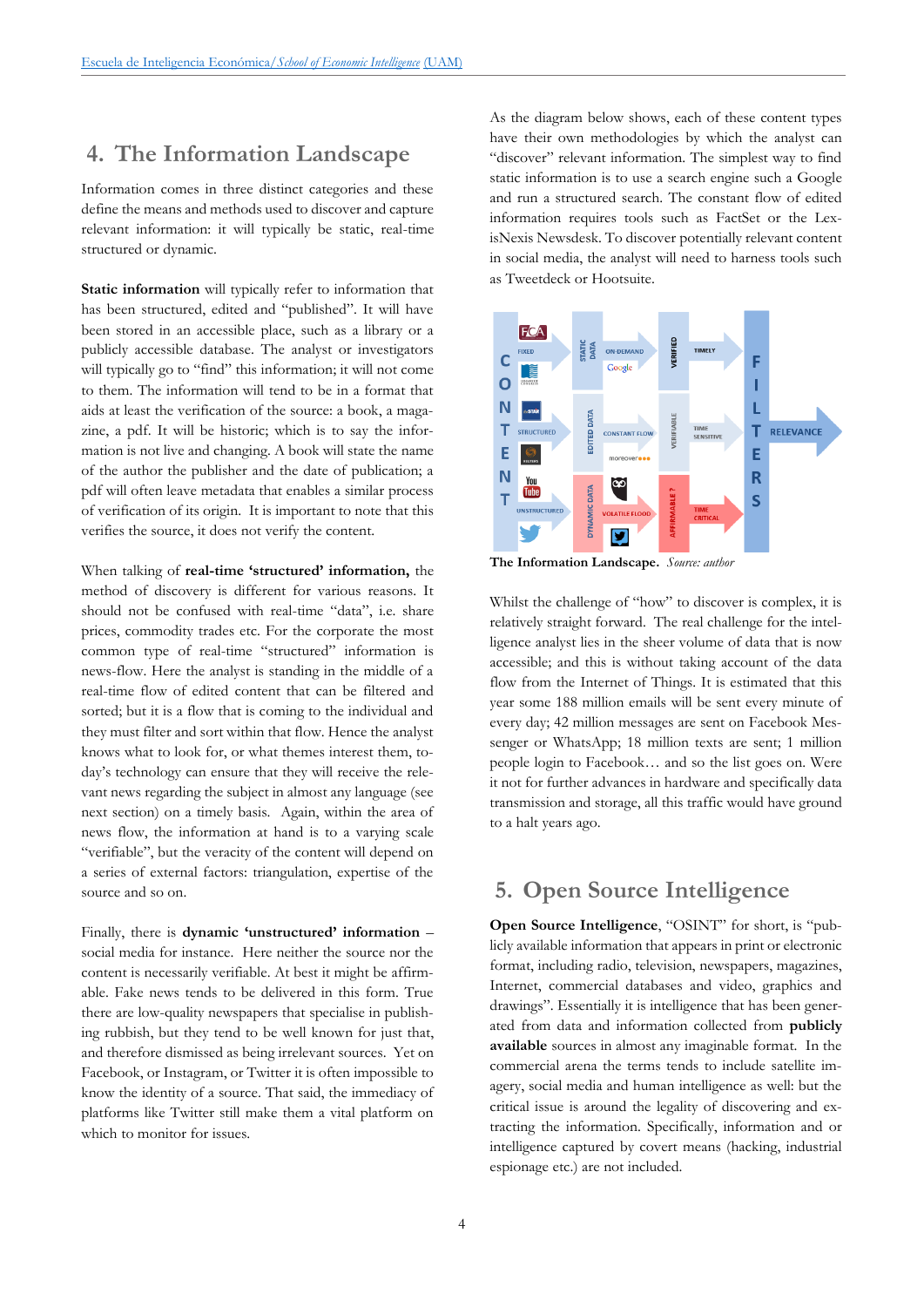## 4. The Information Landscape

Information comes in three distinct categories and these define the means and methods used to discover and capture relevant information: it will typically be static, real-time structured or dynamic.

**Static information** will typically refer to information that has been structured, edited and "published". It will have been stored in an accessible place, such as a library or a publicly accessible database. The analyst or investigators will typically go to "find" this information; it will not come to them. The information will tend to be in a format that aids at least the verification of the source: a book, a magazine, a pdf. It will be historic; which is to say the information is not live and changing. A book will state the name of the author the publisher and the date of publication; a pdf will often leave metadata that enables a similar process of verification of its origin. It is important to note that this verifies the source, it does not verify the content.

When talking of **real-time 'structured' information,** the method of discovery is different for various reasons. It should not be confused with real-time "data", i.e. share prices, commodity trades etc. For the corporate the most common type of real-time "structured" information is news-flow. Here the analyst is standing in the middle of a real-time flow of edited content that can be filtered and sorted; but it is a flow that is coming to the individual and they must filter and sort within that flow. Hence the analyst knows what to look for, or what themes interest them, today's technology can ensure that they will receive the relevant news regarding the subject in almost any language (see next section) on a timely basis. Again, within the area of news flow, the information at hand is to a varying scale "verifiable", but the veracity of the content will depend on a series of external factors: triangulation, expertise of the source and so on.

Finally, there is **dynamic 'unstructured' information** – social media for instance. Here neither the source nor the content is necessarily verifiable. At best it might be affirmable. Fake news tends to be delivered in this form. True there are low-quality newspapers that specialise in publishing rubbish, but they tend to be well known for just that, and therefore dismissed as being irrelevant sources. Yet on Facebook, or Instagram, or Twitter it is often impossible to know the identity of a source. That said, the immediacy of platforms like Twitter still make them a vital platform on which to monitor for issues.

As the diagram below shows, each of these content types have their own methodologies by which the analyst can "discover" relevant information. The simplest way to find static information is to use a search engine such a Google and run a structured search. The constant flow of edited information requires tools such as FactSet or the LexisNexis Newsdesk. To discover potentially relevant content in social media, the analyst will need to harness tools such as Tweetdeck or Hootsuite.

**The Information Landscape.** *Source: author*

Whilst the challenge of "how" to discover is complex, it is relatively straight forward. The real challenge for the intelligence analyst lies in the sheer volume of data that is now accessible; and this is without taking account of the data flow from the Internet of Things. It is estimated that this year some 188 million emails will be sent every minute of every day; 42 million messages are sent on Facebook Messenger or WhatsApp; 18 million texts are sent; 1 million people login to Facebook… and so the list goes on. Were it not for further advances in hardware and specifically data transmission and storage, all this traffic would have ground to a halt years ago.

## 5. Open Source Intelligence

**Open Source Intelligence**, "OSINT" for short, is "publicly available information that appears in print or electronic format, including radio, television, newspapers, magazines, Internet, commercial databases and video, graphics and drawings". Essentially it is intelligence that has been generated from data and information collected from **publicly available** sources in almost any imaginable format. In the commercial arena the terms tends to include satellite imagery, social media and human intelligence as well: but the critical issue is around the legality of discovering and extracting the information. Specifically, information and or intelligence captured by covert means (hacking, industrial espionage etc.) are not included.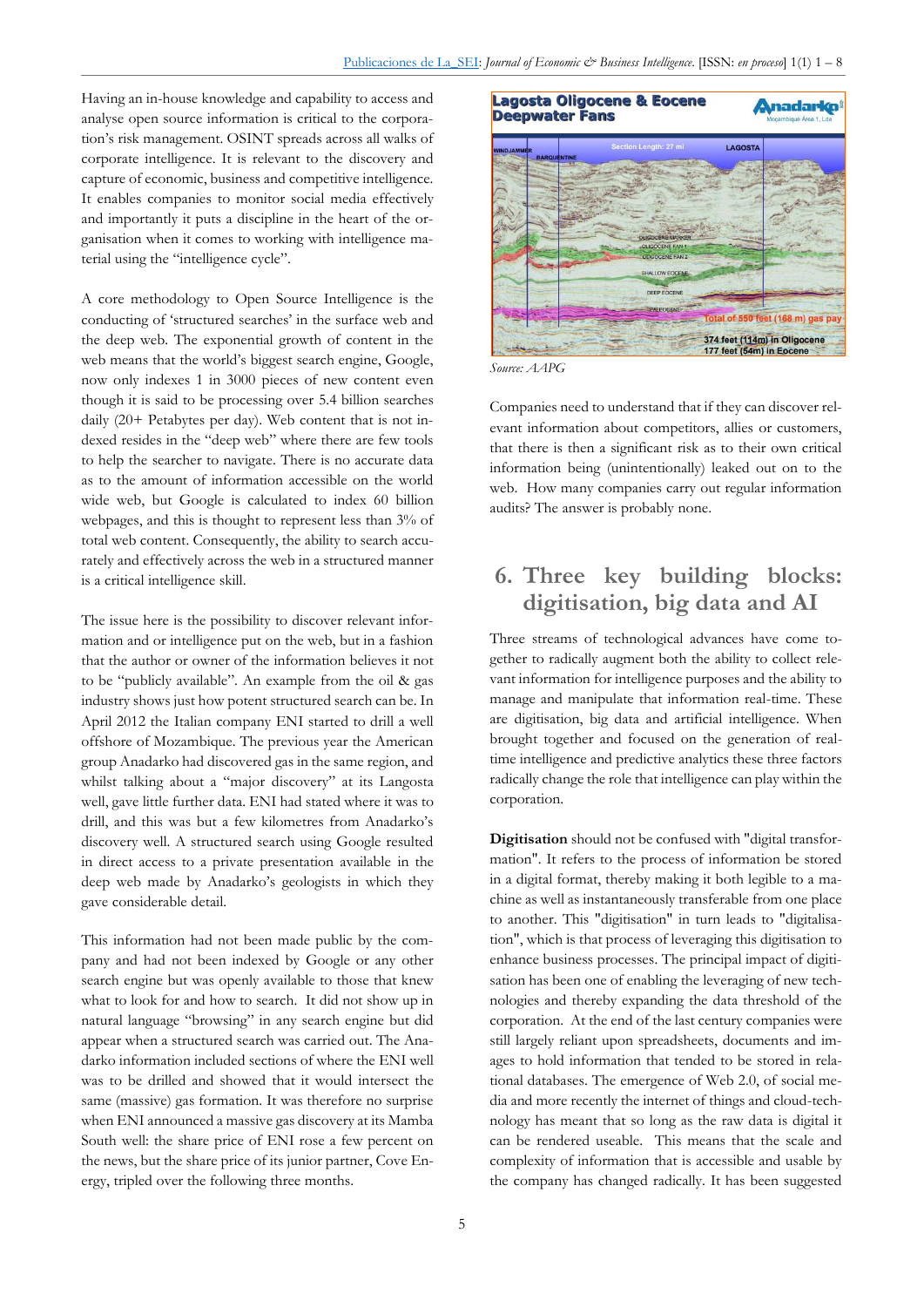Having an in-house knowledge and capability to access and analyse open source information is critical to the corporation's risk management. OSINT spreads across all walks of corporate intelligence. It is relevant to the discovery and capture of economic, business and competitive intelligence. It enables companies to monitor social media effectively and importantly it puts a discipline in the heart of the organisation when it comes to working with intelligence material using the "intelligence cycle".

A core methodology to Open Source Intelligence is the conducting of 'structured searches' in the surface web and the deep web. The exponential growth of content in the web means that the world's biggest search engine, Google, now only indexes 1 in 3000 pieces of new content even though it is said to be processing over 5.4 billion searches daily (20+ Petabytes per day). Web content that is not indexed resides in the "deep web" where there are few tools to help the searcher to navigate. There is no accurate data as to the amount of information accessible on the world wide web, but Google is calculated to index 60 billion webpages, and this is thought to represent less than 3% of total web content. Consequently, the ability to search accurately and effectively across the web in a structured manner is a critical intelligence skill.

The issue here is the possibility to discover relevant information and or intelligence put on the web, but in a fashion that the author or owner of the information believes it not to be "publicly available". An example from the oil & gas industry shows just how potent structured search can be. In April 2012 the Italian company ENI started to drill a well offshore of Mozambique. The previous year the American group Anadarko had discovered gas in the same region, and whilst talking about a "major discovery" at its Langosta well, gave little further data. ENI had stated where it was to drill, and this was but a few kilometres from Anadarko's discovery well. A structured search using Google resulted in direct access to a private presentation available in the deep web made by Anadarko's geologists in which they gave considerable detail.

This information had not been made public by the company and had not been indexed by Google or any other search engine but was openly available to those that knew what to look for and how to search. It did not show up in natural language "browsing" in any search engine but did appear when a structured search was carried out. The Anadarko information included sections of where the ENI well was to be drilled and showed that it would intersect the same (massive) gas formation. It was therefore no surprise when ENI announced a massive gas discovery at its Mamba South well: the share price of ENI rose a few percent on the news, but the share price of its junior partner, Cove Energy, tripled over the following three months.

Source: AAPG

Companies need to understand that if they can discover relevant information about competitors, allies or customers, that there is then a significant risk as to their own critical information being (unintentionally) leaked out on to the web. How many companies carry out regular information audits? The answer is probably none.

## 6. Three key building blocks: digitisation, big data and AI

Three streams of technological advances have come together to radically augment both the ability to collect relevant information for intelligence purposes and the ability to manage and manipulate that information real-time. These are digitisation, big data and artificial intelligence. When brought together and focused on the generation of real-time intelligence and predictive analytics these three factors radically change the role that intelligence can play within the corporation.

**Digitisation** should not be confused with "digital transformation". It refers to the process of information be stored in a digital format, thereby making it both legible to a machine as well as instantaneously transferable from one place to another. This "digitisation" in turn leads to "digitalisation", which is that process of leveraging this digitisation to enhance business processes. The principal impact of digitisation has been one of enabling the leveraging of new technologies and thereby expanding the data threshold of the corporation. At the end of the last century companies were still largely reliant upon spreadsheets, documents and images to hold information that tended to be stored in relational databases. The emergence of Web 2.0, of social media and more recently the internet of things and cloud-technology has meant that so long as the raw data is digital it can be rendered useable. This means that the scale and complexity of information that is accessible and usable by the company has changed radically. It has been suggested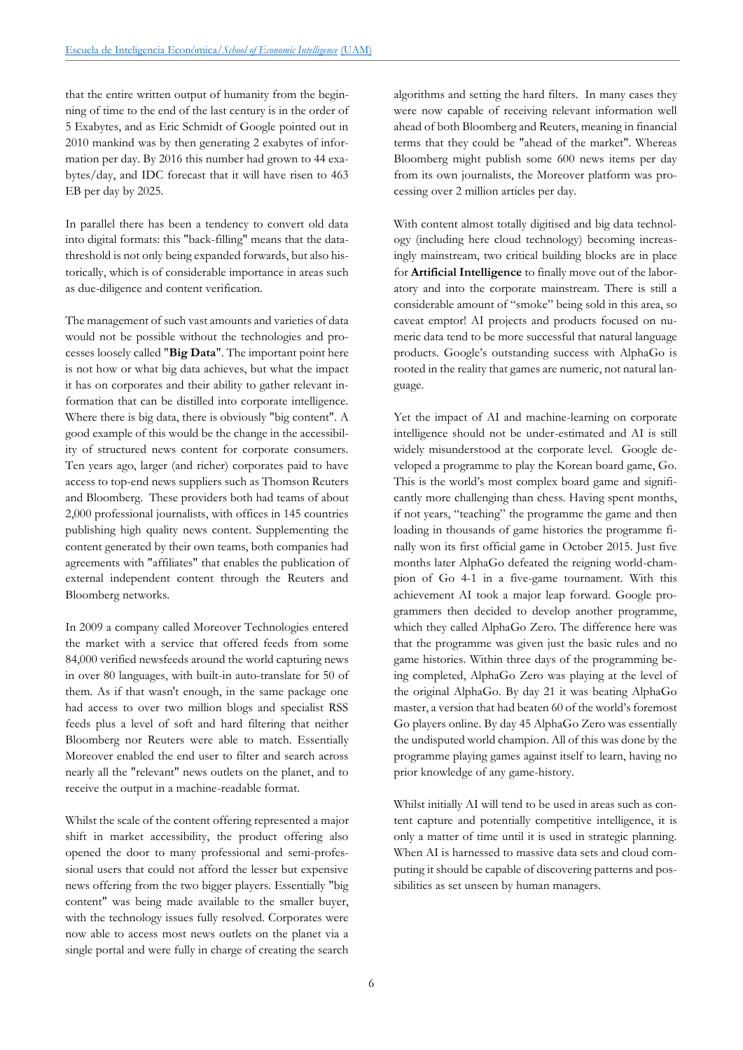that the entire written output of humanity from the beginning of time to the end of the last century is in the order of 5 Exabytes, and as Eric Schmidt of Google pointed out in 2010 mankind was by then generating 2 exabytes of information per day. By 2016 this number had grown to 44 exabytes/day, and IDC forecast that it will have risen to 463 EB per day by 2025.

In parallel there has been a tendency to convert old data into digital formats: this "back-filling" means that the data-threshold is not only being expanded forwards, but also historically, which is of considerable importance in areas such as due-diligence and content verification.

The management of such vast amounts and varieties of data would not be possible without the technologies and processes loosely called "**Big Data**". The important point here is not how or what big data achieves, but what the impact it has on corporates and their ability to gather relevant information that can be distilled into corporate intelligence. Where there is big data, there is obviously "big content". A good example of this would be the change in the accessibility of structured news content for corporate consumers. Ten years ago, larger (and richer) corporates paid to have access to top-end news suppliers such as Thomson Reuters and Bloomberg. These providers both had teams of about 2,000 professional journalists, with offices in 145 countries publishing high quality news content. Supplementing the content generated by their own teams, both companies had agreements with "affiliates" that enables the publication of external independent content through the Reuters and Bloomberg networks.

In 2009 a company called Moreover Technologies entered the market with a service that offered feeds from some 84,000 verified newsfeeds around the world capturing news in over 80 languages, with built-in auto-translate for 50 of them. As if that wasn't enough, in the same package one had access to over two million blogs and specialist RSS feeds plus a level of soft and hard filtering that neither Bloomberg nor Reuters were able to match. Essentially Moreover enabled the end user to filter and search across nearly all the "relevant" news outlets on the planet, and to receive the output in a machine-readable format.

Whilst the scale of the content offering represented a major shift in market accessibility, the product offering also opened the door to many professional and semi-professional users that could not afford the lesser but expensive news offering from the two bigger players. Essentially "big content" was being made available to the smaller buyer, with the technology issues fully resolved. Corporates were now able to access most news outlets on the planet via a single portal and were fully in charge of creating the search algorithms and setting the hard filters. In many cases they were now capable of receiving relevant information well ahead of both Bloomberg and Reuters, meaning in financial terms that they could be "ahead of the market". Whereas Bloomberg might publish some 600 news items per day from its own journalists, the Moreover platform was processing over 2 million articles per day.

With content almost totally digitised and big data technology (including here cloud technology) becoming increasingly mainstream, two critical building blocks are in place for **Artificial Intelligence** to finally move out of the laboratory and into the corporate mainstream. There is still a considerable amount of "smoke" being sold in this area, so caveat emptor! AI projects and products focused on numeric data tend to be more successful that natural language products. Google's outstanding success with AlphaGo is rooted in the reality that games are numeric, not natural language.

Yet the impact of AI and machine-learning on corporate intelligence should not be under-estimated and AI is still widely misunderstood at the corporate level. Google developed a programme to play the Korean board game, Go. This is the world's most complex board game and significantly more challenging than chess. Having spent months, if not years, "teaching" the programme the game and then loading in thousands of game histories the programme finally won its first official game in October 2015. Just five months later AlphaGo defeated the reigning world-champion of Go 4-1 in a five-game tournament. With this achievement AI took a major leap forward. Google programmers then decided to develop another programme, which they called AlphaGo Zero. The difference here was that the programme was given just the basic rules and no game histories. Within three days of the programming being completed, AlphaGo Zero was playing at the level of the original AlphaGo. By day 21 it was beating AlphaGo master, a version that had beaten 60 of the world's foremost Go players online. By day 45 AlphaGo Zero was essentially the undisputed world champion. All of this was done by the programme playing games against itself to learn, having no prior knowledge of any game-history.

Whilst initially AI will tend to be used in areas such as content capture and potentially competitive intelligence, it is only a matter of time until it is used in strategic planning. When AI is harnessed to massive data sets and cloud computing it should be capable of discovering patterns and possibilities as set unseen by human managers.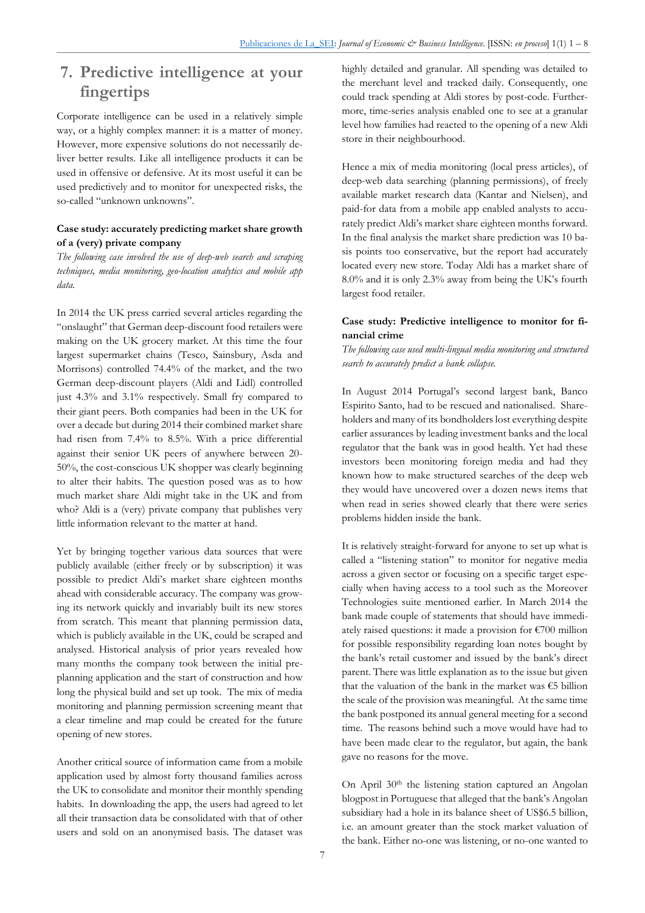## 7. Predictive intelligence at your fingertips

Corporate intelligence can be used in a relatively simple way, or a highly complex manner: it is a matter of money. However, more expensive solutions do not necessarily deliver better results. Like all intelligence products it can be used in offensive or defensive. At its most useful it can be used predictively and to monitor for unexpected risks, the so-called "unknown unknowns".

### Case study: accurately predicting market share growth of a (very) private company

*The following case involved the use of deep-web search and scraping techniques, media monitoring, geo-location analytics and mobile app data.*

In 2014 the UK press carried several articles regarding the "onslaught" that German deep-discount food retailers were making on the UK grocery market. At this time the four largest supermarket chains (Tesco, Sainsbury, Asda and Morrisons) controlled 74.4% of the market, and the two German deep-discount players (Aldi and Lidl) controlled just 4.3% and 3.1% respectively. Small fry compared to their giant peers. Both companies had been in the UK for over a decade but during 2014 their combined market share had risen from 7.4% to 8.5%. With a price differential against their senior UK peers of anywhere between 20-50%, the cost-conscious UK shopper was clearly beginning to alter their habits. The question posed was as to how much market share Aldi might take in the UK and from who? Aldi is a (very) private company that publishes very little information relevant to the matter at hand.

Yet by bringing together various data sources that were publicly available (either freely or by subscription) it was possible to predict Aldi's market share eighteen months ahead with considerable accuracy. The company was growing its network quickly and invariably built its new stores from scratch. This meant that planning permission data, which is publicly available in the UK, could be scraped and analysed. Historical analysis of prior years revealed how many months the company took between the initial pre-planning application and the start of construction and how long the physical build and set up took. The mix of media monitoring and planning permission screening meant that a clear timeline and map could be created for the future opening of new stores.

Another critical source of information came from a mobile application used by almost forty thousand families across the UK to consolidate and monitor their monthly spending habits. In downloading the app, the users had agreed to let all their transaction data be consolidated with that of other users and sold on an anonymised basis. The dataset was highly detailed and granular. All spending was detailed to the merchant level and tracked daily. Consequently, one could track spending at Aldi stores by post-code. Furthermore, time-series analysis enabled one to see at a granular level how families had reacted to the opening of a new Aldi store in their neighbourhood.

Hence a mix of media monitoring (local press articles), of deep-web data searching (planning permissions), of freely available market research data (Kantar and Nielsen), and paid-for data from a mobile app enabled analysts to accurately predict Aldi's market share eighteen months forward. In the final analysis the market share prediction was 10 basis points too conservative, but the report had accurately located every new store. Today Aldi has a market share of 8.0% and it is only 2.3% away from being the UK's fourth largest food retailer.

### Case study: Predictive intelligence to monitor for financial crime

*The following case used multi-lingual media monitoring and structured search to accurately predict a bank collapse.*

In August 2014 Portugal's second largest bank, Banco Espirito Santo, had to be rescued and nationalised. Shareholders and many of its bondholders lost everything despite earlier assurances by leading investment banks and the local regulator that the bank was in good health. Yet had these investors been monitoring foreign media and had they known how to make structured searches of the deep web they would have uncovered over a dozen news items that when read in series showed clearly that there were series problems hidden inside the bank.

It is relatively straight-forward for anyone to set up what is called a "listening station" to monitor for negative media across a given sector or focusing on a specific target especially when having access to a tool such as the Moreover Technologies suite mentioned earlier. In March 2014 the bank made couple of statements that should have immediately raised questions: it made a provision for €700 million for possible responsibility regarding loan notes bought by the bank's retail customer and issued by the bank's direct parent. There was little explanation as to the issue but given that the valuation of the bank in the market was €5 billion the scale of the provision was meaningful. At the same time the bank postponed its annual general meeting for a second time. The reasons behind such a move would have had to have been made clear to the regulator, but again, the bank gave no reasons for the move.

On April 30th the listening station captured an Angolan blogpost in Portuguese that alleged that the bank's Angolan subsidiary had a hole in its balance sheet of US$6.5 billion, i.e. an amount greater than the stock market valuation of the bank. Either no-one was listening, or no-one wanted to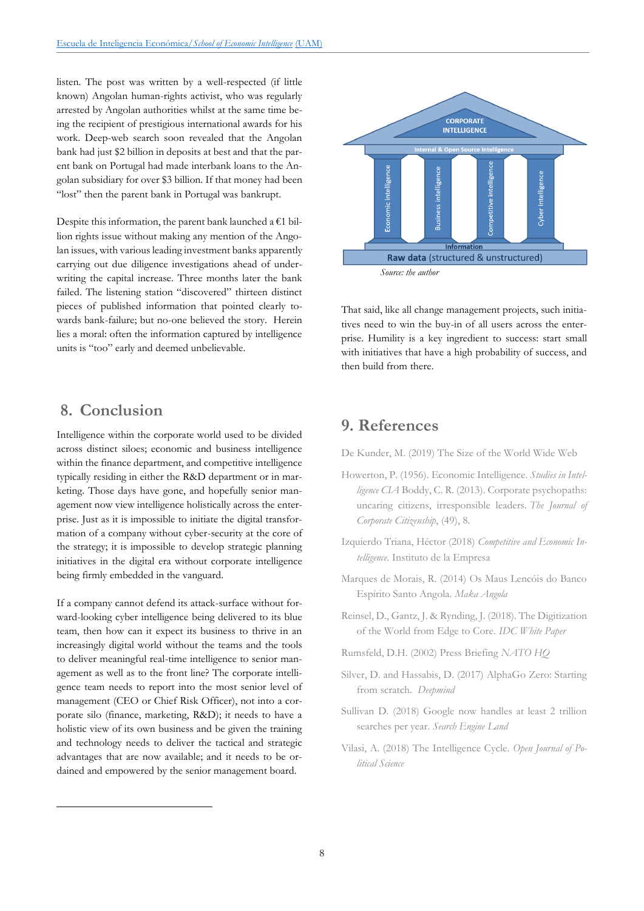listen. The post was written by a well-respected (if little known) Angolan human-rights activist, who was regularly arrested by Angolan authorities whilst at the same time being the recipient of prestigious international awards for his work. Deep-web search soon revealed that the Angolan bank had just \$2 billion in deposits at best and that the parent bank on Portugal had made interbank loans to the Angolan subsidiary for over \$3 billion. If that money had been "lost" then the parent bank in Portugal was bankrupt.

Despite this information, the parent bank launched a €1 billion rights issue without making any mention of the Angolan issues, with various leading investment banks apparently carrying out due diligence investigations ahead of underwriting the capital increase. Three months later the bank failed. The listening station "discovered" thirteen distinct pieces of published information that pointed clearly towards bank-failure; but no-one believed the story. Herein lies a moral: often the information captured by intelligence units is "too" early and deemed unbelievable.

## 8. Conclusion

Intelligence within the corporate world used to be divided across distinct siloes; economic and business intelligence within the finance department, and competitive intelligence typically residing in either the R&D department or in marketing. Those days have gone, and hopefully senior management now view intelligence holistically across the enterprise. Just as it is impossible to initiate the digital transformation of a company without cyber-security at the core of the strategy; it is impossible to develop strategic planning initiatives in the digital era without corporate intelligence being firmly embedded in the vanguard.

If a company cannot defend its attack-surface without forward-looking cyber intelligence being delivered to its blue team, then how can it expect its business to thrive in an increasingly digital world without the teams and the tools to deliver meaningful real-time intelligence to senior management as well as to the front line? The corporate intelligence team needs to report into the most senior level of management (CEO or Chief Risk Officer), not into a corporate silo (finance, marketing, R&D); it needs to have a holistic view of its own business and be given the training and technology needs to deliver the tactical and strategic advantages that are now available; and it needs to be ordained and empowered by the senior management board.

CORPORATE INTELLIGENCE
Internal & Open Source Intelligence
Economic intelligence
Business intelligence
Competitive intelligence
Cyber Intelligence
Information
**Raw data** (structured & unstructured)

*Source: the author*

That said, like all change management projects, such initiatives need to win the buy-in of all users across the enterprise. Humility is a key ingredient to success: start small with initiatives that have a high probability of success, and then build from there.

## 9. References

De Kunder, M. (2019) The Size of the World Wide Web

Howerton, P. (1956). Economic Intelligence. *Studies in Intelligence CIA* Boddy, C. R. (2013). Corporate psychopaths: uncaring citizens, irresponsible leaders. *The Journal of Corporate Citizenship*, (49), 8.

Izquierdo Triana, Héctor (2018) *Competitive and Economic Intelligence.* Instituto de la Empresa

Marques de Morais, R. (2014) Os Maus Lencóis do Banco Espírito Santo Angola. *Maka Angola*

Reinsel, D., Gantz, J. & Rynding, J. (2018). The Digitization of the World from Edge to Core. *IDC White Paper*

Rumsfeld, D.H. (2002) Press Briefing *NATO HQ*

Silver, D. and Hassabis, D. (2017) AlphaGo Zero: Starting from scratch. *Deepmind*

Sullivan D. (2018) Google now handles at least 2 trillion searches per year. *Search Engine Land*

Vilasi, A. (2018) The Intelligence Cycle. *Open Journal of Political Science*